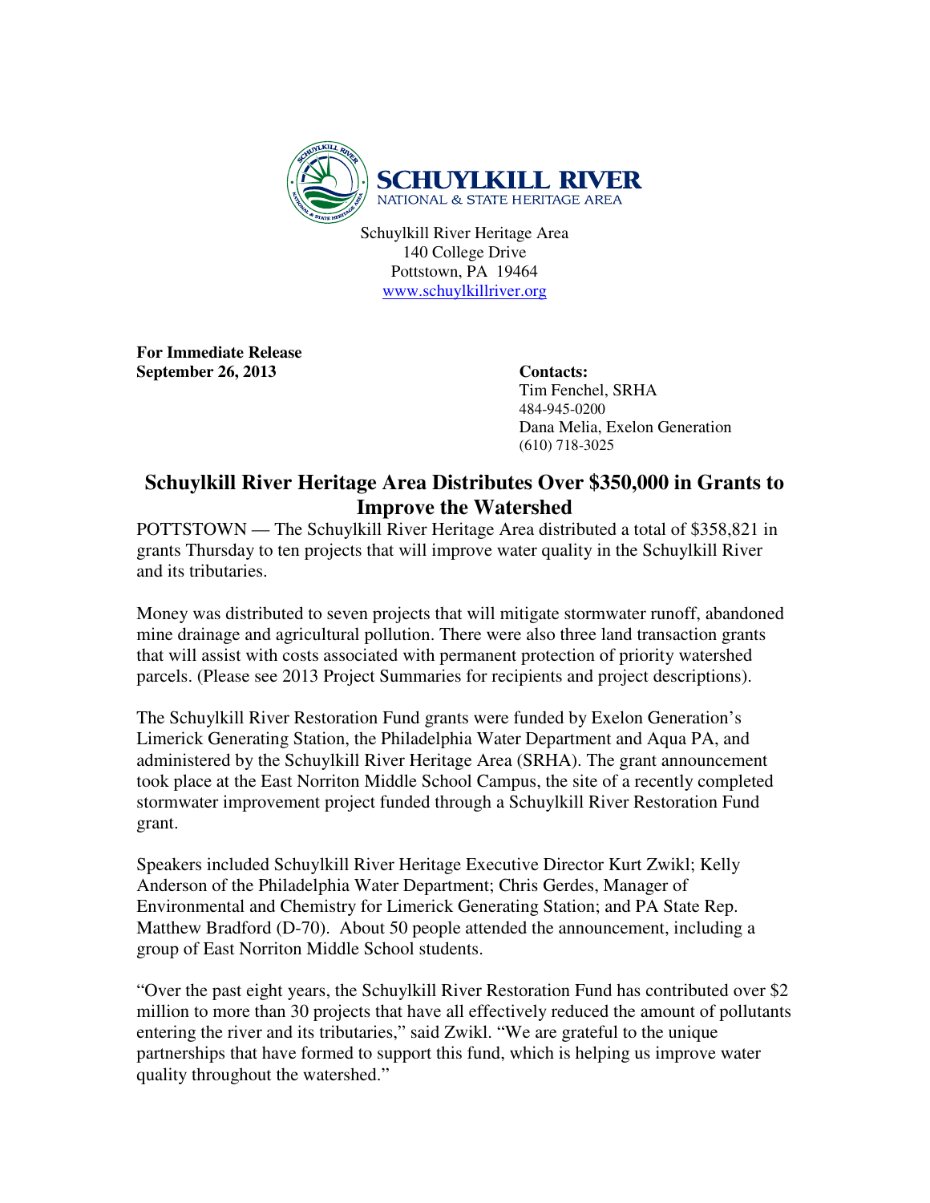**SCHUYLKILL RIVER**
NATIONAL & STATE HERITAGE AREA

Schuylkill River Heritage Area
140 College Drive
Pottstown, PA 19464
www.schuylkillriver.org

**For Immediate Release**
**September 26, 2013**

**Contacts:**
Tim Fenchel, SRHA
484-945-0200
Dana Melia, Exelon Generation
(610) 718-3025

# Schuylkill River Heritage Area Distributes Over $350,000 in Grants to Improve the Watershed

POTTSTOWN — The Schuylkill River Heritage Area distributed a total of $358,821 in grants Thursday to ten projects that will improve water quality in the Schuylkill River and its tributaries.

Money was distributed to seven projects that will mitigate stormwater runoff, abandoned mine drainage and agricultural pollution. There were also three land transaction grants that will assist with costs associated with permanent protection of priority watershed parcels. (Please see 2013 Project Summaries for recipients and project descriptions).

The Schuylkill River Restoration Fund grants were funded by Exelon Generation's Limerick Generating Station, the Philadelphia Water Department and Aqua PA, and administered by the Schuylkill River Heritage Area (SRHA). The grant announcement took place at the East Norriton Middle School Campus, the site of a recently completed stormwater improvement project funded through a Schuylkill River Restoration Fund grant.

Speakers included Schuylkill River Heritage Executive Director Kurt Zwikl; Kelly Anderson of the Philadelphia Water Department; Chris Gerdes, Manager of Environmental and Chemistry for Limerick Generating Station; and PA State Rep. Matthew Bradford (D-70). About 50 people attended the announcement, including a group of East Norriton Middle School students.

"Over the past eight years, the Schuylkill River Restoration Fund has contributed over $2 million to more than 30 projects that have all effectively reduced the amount of pollutants entering the river and its tributaries," said Zwikl. "We are grateful to the unique partnerships that have formed to support this fund, which is helping us improve water quality throughout the watershed."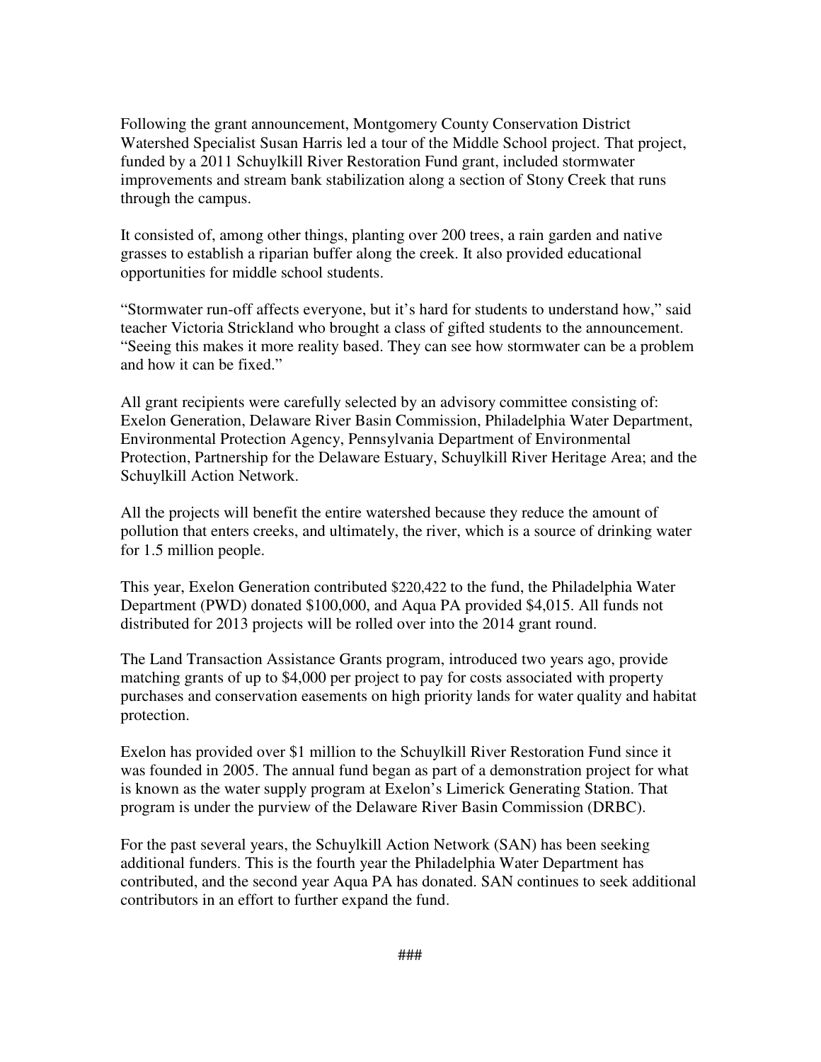Following the grant announcement, Montgomery County Conservation District Watershed Specialist Susan Harris led a tour of the Middle School project. That project, funded by a 2011 Schuylkill River Restoration Fund grant, included stormwater improvements and stream bank stabilization along a section of Stony Creek that runs through the campus.

It consisted of, among other things, planting over 200 trees, a rain garden and native grasses to establish a riparian buffer along the creek. It also provided educational opportunities for middle school students.

"Stormwater run-off affects everyone, but it's hard for students to understand how," said teacher Victoria Strickland who brought a class of gifted students to the announcement. "Seeing this makes it more reality based. They can see how stormwater can be a problem and how it can be fixed."

All grant recipients were carefully selected by an advisory committee consisting of: Exelon Generation, Delaware River Basin Commission, Philadelphia Water Department, Environmental Protection Agency, Pennsylvania Department of Environmental Protection, Partnership for the Delaware Estuary, Schuylkill River Heritage Area; and the Schuylkill Action Network.

All the projects will benefit the entire watershed because they reduce the amount of pollution that enters creeks, and ultimately, the river, which is a source of drinking water for 1.5 million people.

This year, Exelon Generation contributed $220,422 to the fund, the Philadelphia Water Department (PWD) donated $100,000, and Aqua PA provided $4,015. All funds not distributed for 2013 projects will be rolled over into the 2014 grant round.

The Land Transaction Assistance Grants program, introduced two years ago, provide matching grants of up to $4,000 per project to pay for costs associated with property purchases and conservation easements on high priority lands for water quality and habitat protection.

Exelon has provided over $1 million to the Schuylkill River Restoration Fund since it was founded in 2005. The annual fund began as part of a demonstration project for what is known as the water supply program at Exelon's Limerick Generating Station. That program is under the purview of the Delaware River Basin Commission (DRBC).

For the past several years, the Schuylkill Action Network (SAN) has been seeking additional funders. This is the fourth year the Philadelphia Water Department has contributed, and the second year Aqua PA has donated. SAN continues to seek additional contributors in an effort to further expand the fund.

###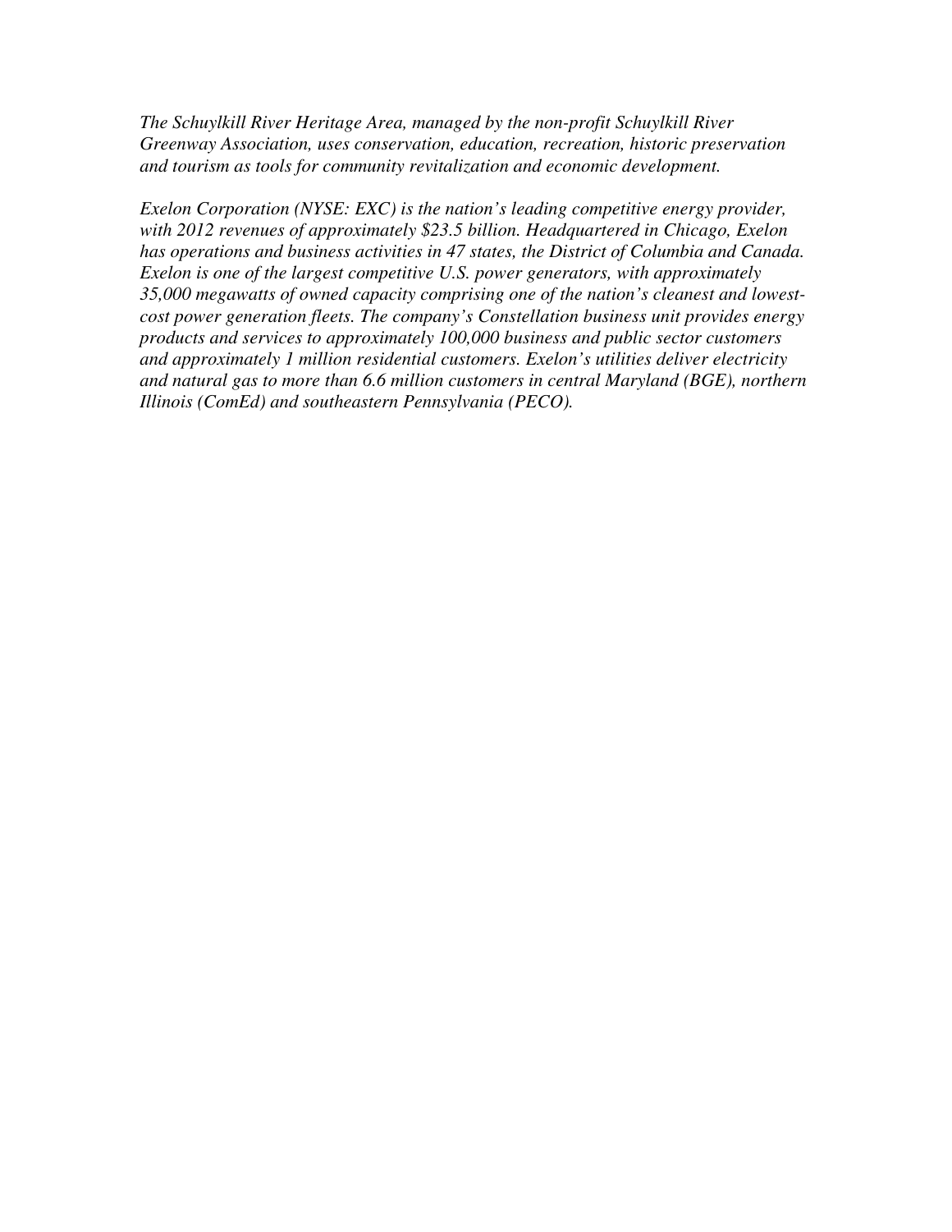*The Schuylkill River Heritage Area, managed by the non-profit Schuylkill River Greenway Association, uses conservation, education, recreation, historic preservation and tourism as tools for community revitalization and economic development.*

*Exelon Corporation (NYSE: EXC) is the nation's leading competitive energy provider, with 2012 revenues of approximately $23.5 billion. Headquartered in Chicago, Exelon has operations and business activities in 47 states, the District of Columbia and Canada. Exelon is one of the largest competitive U.S. power generators, with approximately 35,000 megawatts of owned capacity comprising one of the nation's cleanest and lowest-cost power generation fleets. The company's Constellation business unit provides energy products and services to approximately 100,000 business and public sector customers and approximately 1 million residential customers. Exelon's utilities deliver electricity and natural gas to more than 6.6 million customers in central Maryland (BGE), northern Illinois (ComEd) and southeastern Pennsylvania (PECO).*